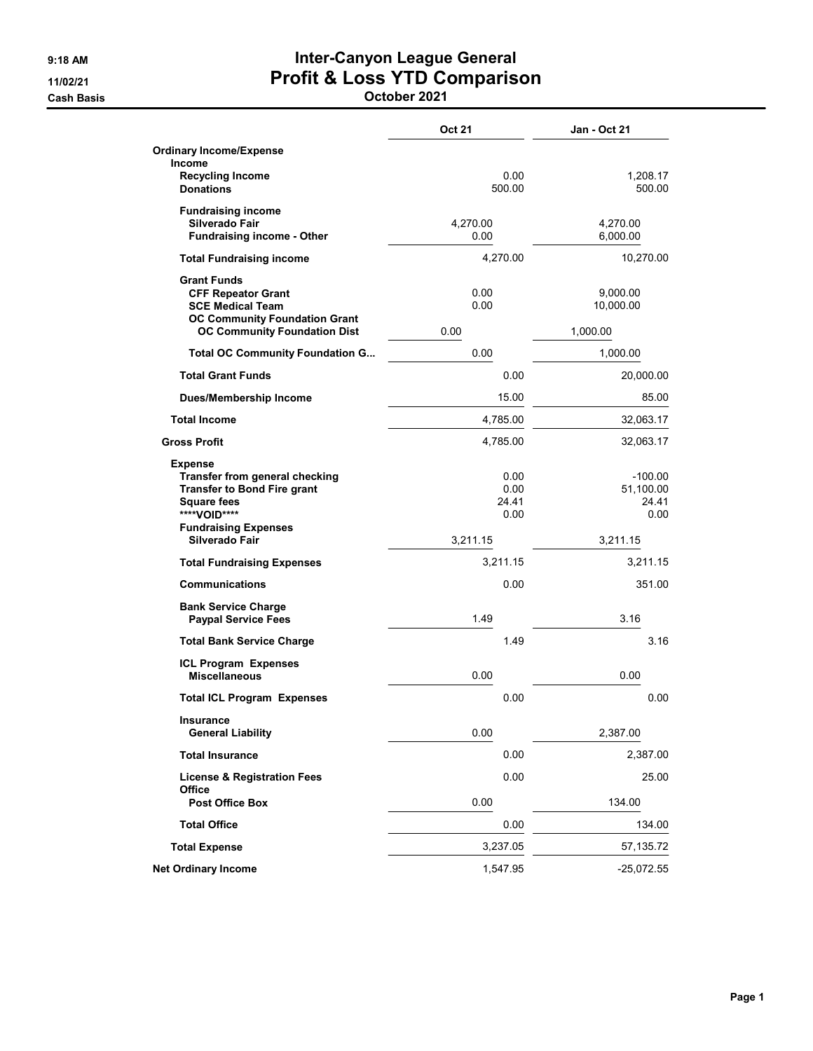# Inter-Canyon League General
# Profit & Loss YTD Comparison
## October 2021

9:18 AM
11/02/21
Cash Basis

| | Oct 21 | Jan - Oct 21 |
|---|---|---|
| **Ordinary Income/Expense** | | |
| **Income** | | |
| **Recycling Income** | 0.00 | 1,208.17 |
| **Donations** | 500.00 | 500.00 |
| **Fundraising income** | | |
| **Silverado Fair** | 4,270.00 | 4,270.00 |
| **Fundraising income - Other** | 0.00 | 6,000.00 |
| **Total Fundraising income** | 4,270.00 | 10,270.00 |
| **Grant Funds** | | |
| **CFF Repeator Grant** | 0.00 | 9,000.00 |
| **SCE Medical Team** | 0.00 | 10,000.00 |
| **OC Community Foundation Grant** | | |
| **OC Community Foundation Dist** | 0.00 | 1,000.00 |
| **Total OC Community Foundation G...** | 0.00 | 1,000.00 |
| **Total Grant Funds** | 0.00 | 20,000.00 |
| **Dues/Membership Income** | 15.00 | 85.00 |
| **Total Income** | 4,785.00 | 32,063.17 |
| **Gross Profit** | 4,785.00 | 32,063.17 |
| **Expense** | | |
| **Transfer from general checking** | 0.00 | -100.00 |
| **Transfer to Bond Fire grant** | 0.00 | 51,100.00 |
| **Square fees** | 24.41 | 24.41 |
| **\*\*\*\*VOID\*\*\*\*** | 0.00 | 0.00 |
| **Fundraising Expenses** | | |
| **Silverado Fair** | 3,211.15 | 3,211.15 |
| **Total Fundraising Expenses** | 3,211.15 | 3,211.15 |
| **Communications** | 0.00 | 351.00 |
| **Bank Service Charge** | | |
| **Paypal Service Fees** | 1.49 | 3.16 |
| **Total Bank Service Charge** | 1.49 | 3.16 |
| **ICL Program Expenses** | | |
| **Miscellaneous** | 0.00 | 0.00 |
| **Total ICL Program Expenses** | 0.00 | 0.00 |
| **Insurance** | | |
| **General Liability** | 0.00 | 2,387.00 |
| **Total Insurance** | 0.00 | 2,387.00 |
| **License & Registration Fees** | 0.00 | 25.00 |
| **Office** | | |
| **Post Office Box** | 0.00 | 134.00 |
| **Total Office** | 0.00 | 134.00 |
| **Total Expense** | 3,237.05 | 57,135.72 |
| **Net Ordinary Income** | 1,547.95 | -25,072.55 |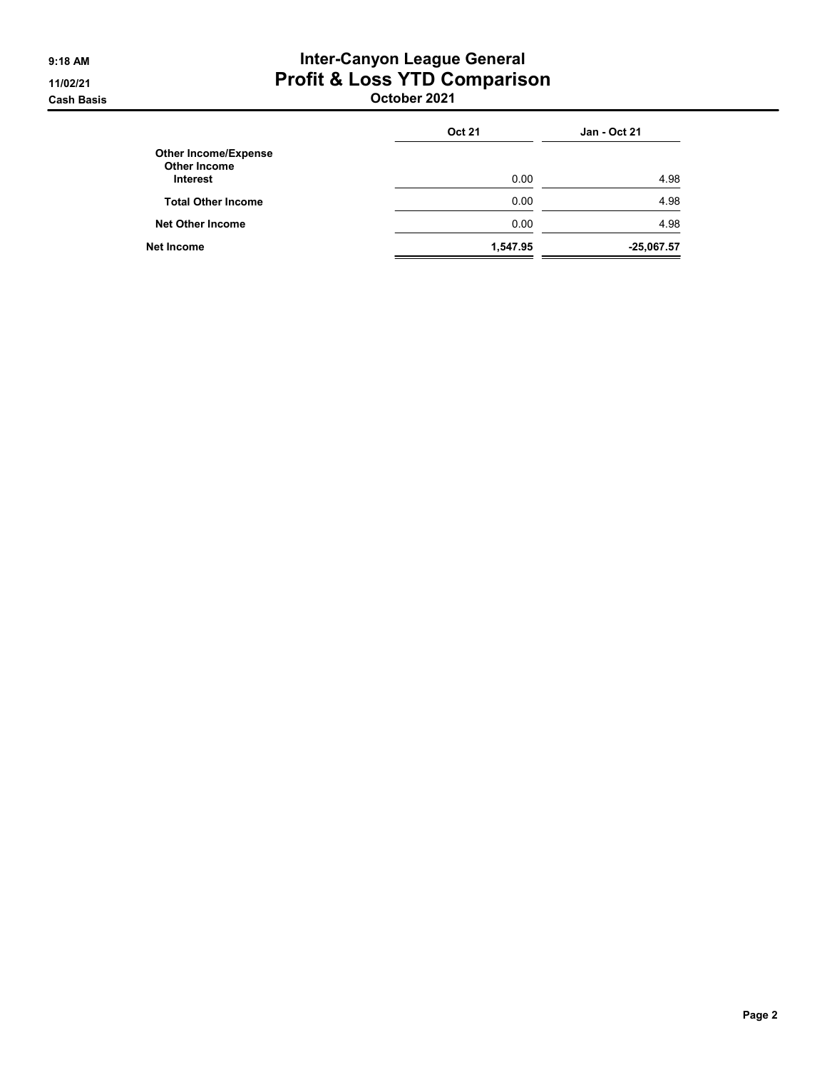# Inter-Canyon League General
## Profit & Loss YTD Comparison
### October 2021

9:18 AM
11/02/21
Cash Basis

| | Oct 21 | Jan - Oct 21 |
|---|---|---|
| **Other Income/Expense** | | |
| **Other Income** | | |
| **Interest** | 0.00 | 4.98 |
| **Total Other Income** | 0.00 | 4.98 |
| **Net Other Income** | 0.00 | 4.98 |
| **Net Income** | **1,547.95** | **-25,067.57** |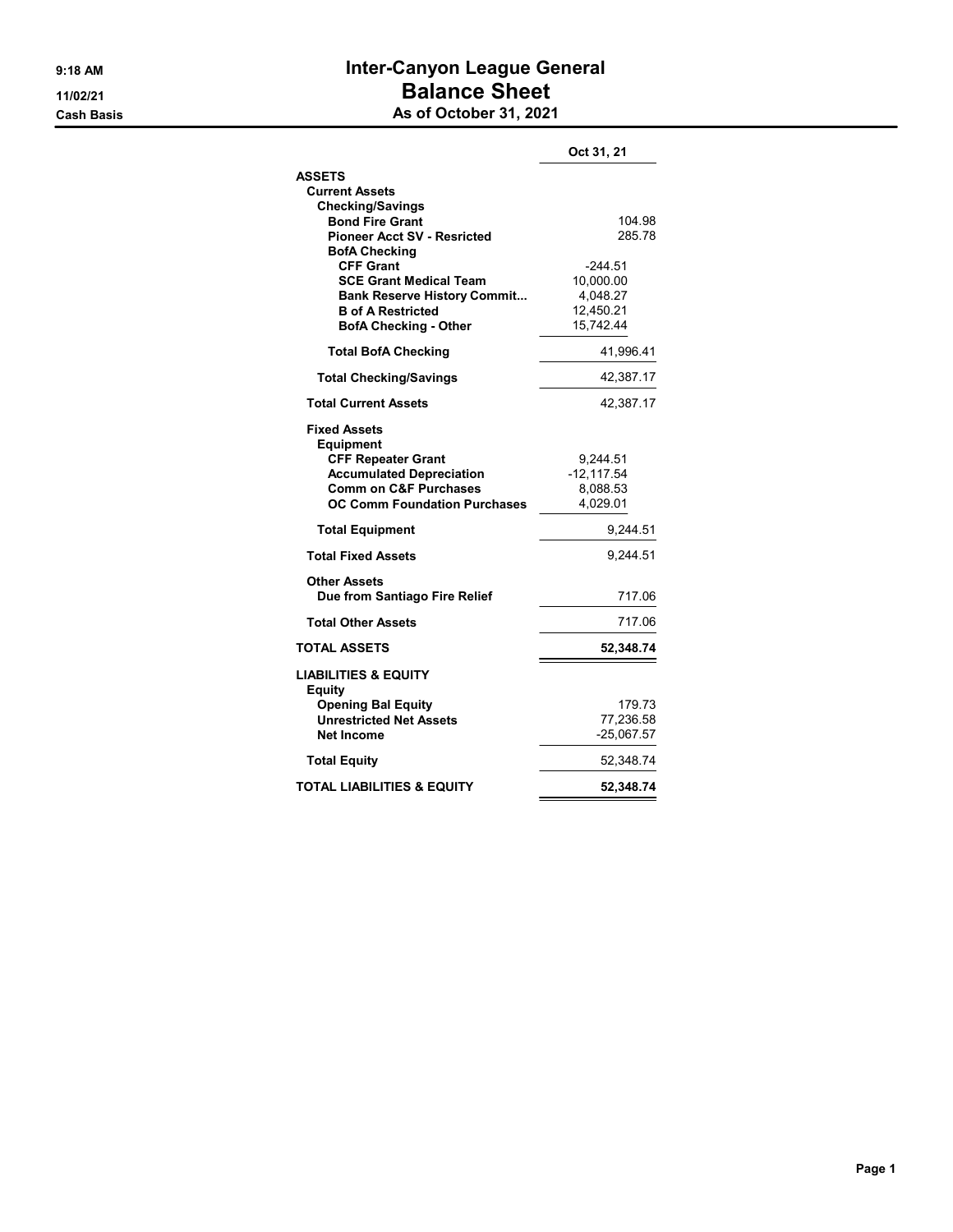# Inter-Canyon League General
## Balance Sheet
### As of October 31, 2021

9:18 AM
11/02/21
Cash Basis

| | Oct 31, 21 |
|---|---|
| **ASSETS** | |
| **Current Assets** | |
| **Checking/Savings** | |
| **Bond Fire Grant** | 104.98 |
| **Pioneer Acct SV - Resricted** | 285.78 |
| **BofA Checking** | |
| **CFF Grant** | -244.51 |
| **SCE Grant Medical Team** | 10,000.00 |
| **Bank Reserve History Commit...** | 4,048.27 |
| **B of A Restricted** | 12,450.21 |
| **BofA Checking - Other** | 15,742.44 |
| **Total BofA Checking** | 41,996.41 |
| **Total Checking/Savings** | 42,387.17 |
| **Total Current Assets** | 42,387.17 |
| **Fixed Assets** | |
| **Equipment** | |
| **CFF Repeater Grant** | 9,244.51 |
| **Accumulated Depreciation** | -12,117.54 |
| **Comm on C&F Purchases** | 8,088.53 |
| **OC Comm Foundation Purchases** | 4,029.01 |
| **Total Equipment** | 9,244.51 |
| **Total Fixed Assets** | 9,244.51 |
| **Other Assets** | |
| **Due from Santiago Fire Relief** | 717.06 |
| **Total Other Assets** | 717.06 |
| **TOTAL ASSETS** | **52,348.74** |
| **LIABILITIES & EQUITY** | |
| **Equity** | |
| **Opening Bal Equity** | 179.73 |
| **Unrestricted Net Assets** | 77,236.58 |
| **Net Income** | -25,067.57 |
| **Total Equity** | 52,348.74 |
| **TOTAL LIABILITIES & EQUITY** | **52,348.74** |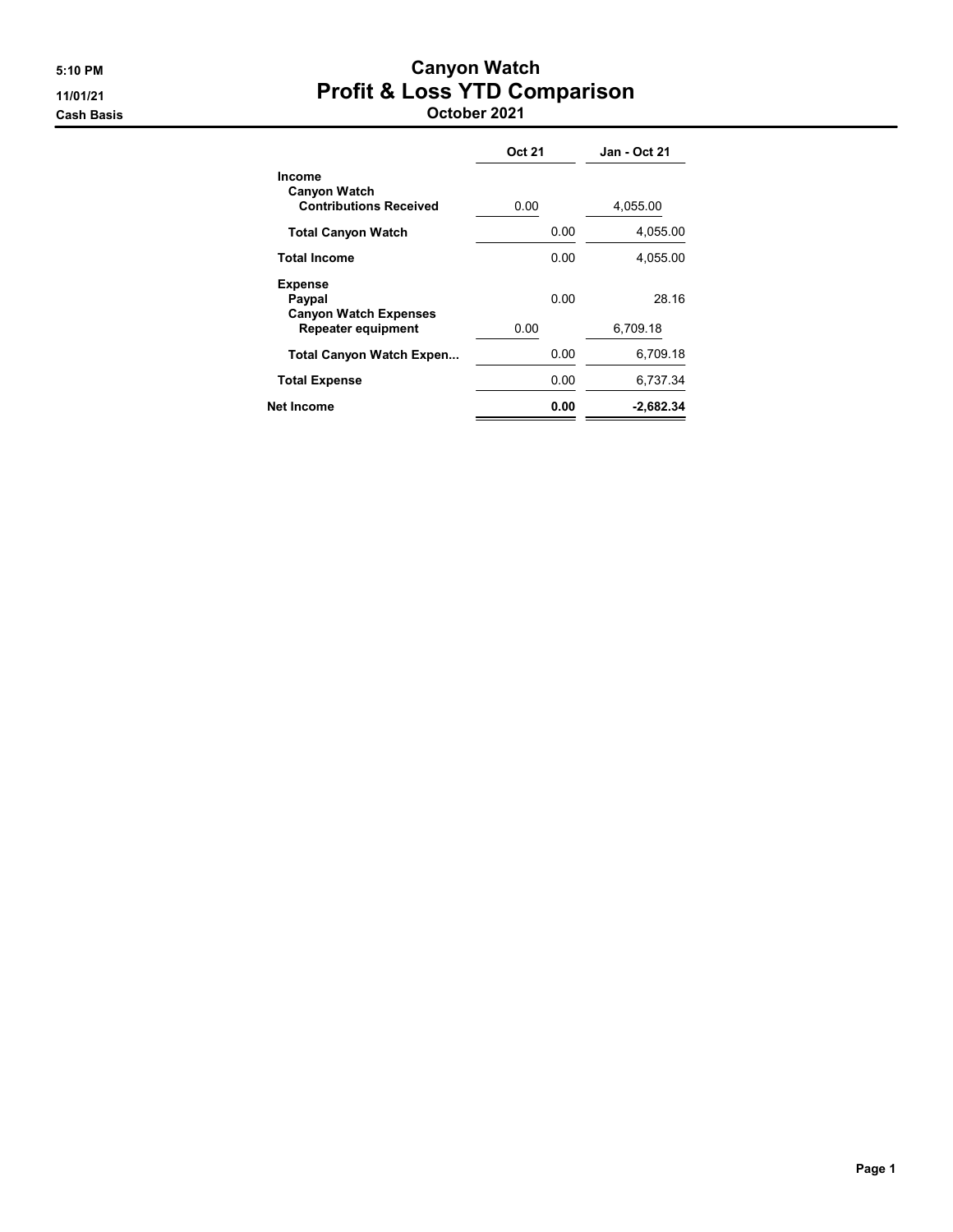5:10 PM
11/01/21
Cash Basis

# Canyon Watch
## Profit & Loss YTD Comparison
### October 2021

| | Oct 21 | Jan - Oct 21 |
|---|---|---|
| **Income** | | |
| **Canyon Watch** | | |
| **Contributions Received** | 0.00 | 4,055.00 |
| **Total Canyon Watch** | 0.00 | 4,055.00 |
| **Total Income** | 0.00 | 4,055.00 |
| **Expense** | | |
| **Paypal** | 0.00 | 28.16 |
| **Canyon Watch Expenses** | | |
| **Repeater equipment** | 0.00 | 6,709.18 |
| **Total Canyon Watch Expen...** | 0.00 | 6,709.18 |
| **Total Expense** | 0.00 | 6,737.34 |
| **Net Income** | **0.00** | **-2,682.34** |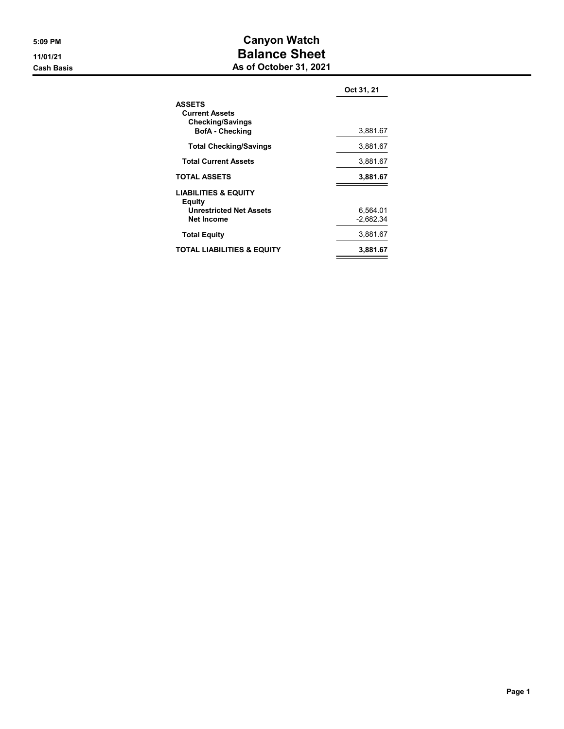# Canyon Watch
## Balance Sheet
### As of October 31, 2021

Cash Basis

| | Oct 31, 21 |
|---|---|
| **ASSETS** | |
| **Current Assets** | |
| **Checking/Savings** | |
| **BofA - Checking** | 3,881.67 |
| **Total Checking/Savings** | 3,881.67 |
| **Total Current Assets** | 3,881.67 |
| **TOTAL ASSETS** | **3,881.67** |
| **LIABILITIES & EQUITY** | |
| **Equity** | |
| **Unrestricted Net Assets** | 6,564.01 |
| **Net Income** | -2,682.34 |
| **Total Equity** | 3,881.67 |
| **TOTAL LIABILITIES & EQUITY** | **3,881.67** |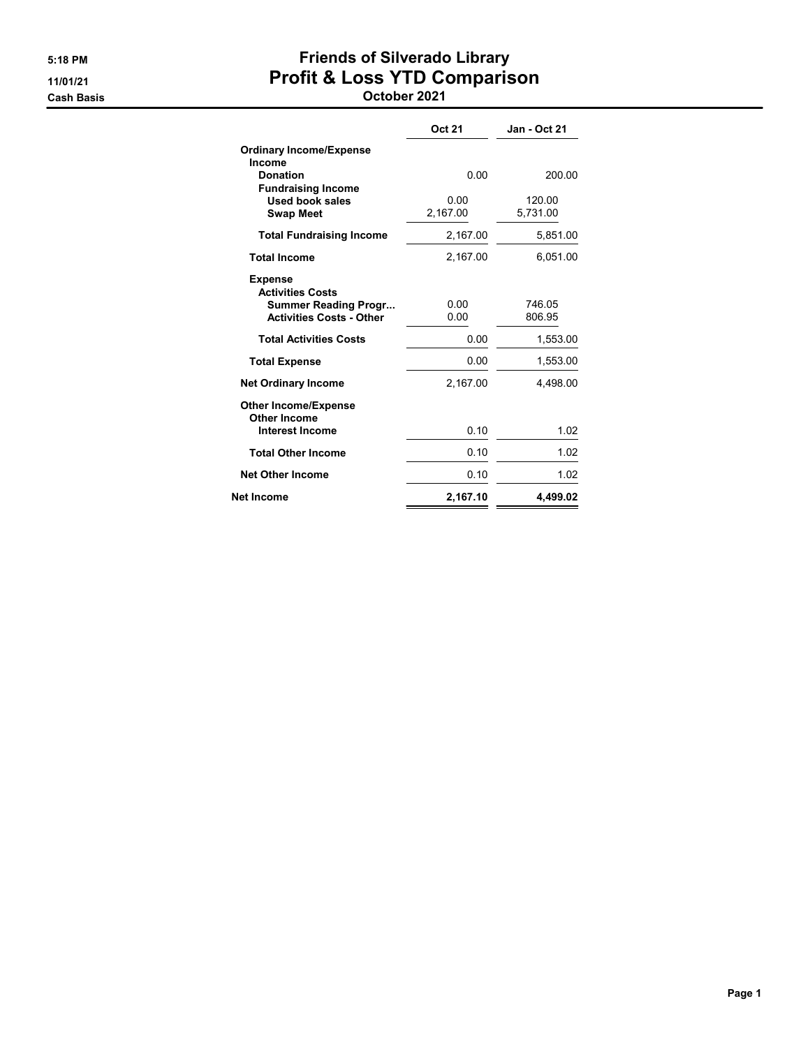5:18 PM
11/01/21
Cash Basis

# Friends of Silverado Library
## Profit & Loss YTD Comparison
### October 2021

| | Oct 21 | Jan - Oct 21 |
|---|---|---|
| **Ordinary Income/Expense** | | |
| **Income** | | |
| **Donation** | 0.00 | 200.00 |
| **Fundraising Income** | | |
| **Used book sales** | 0.00 | 120.00 |
| **Swap Meet** | 2,167.00 | 5,731.00 |
| **Total Fundraising Income** | 2,167.00 | 5,851.00 |
| **Total Income** | 2,167.00 | 6,051.00 |
| **Expense** | | |
| **Activities Costs** | | |
| **Summer Reading Progr...** | 0.00 | 746.05 |
| **Activities Costs - Other** | 0.00 | 806.95 |
| **Total Activities Costs** | 0.00 | 1,553.00 |
| **Total Expense** | 0.00 | 1,553.00 |
| **Net Ordinary Income** | 2,167.00 | 4,498.00 |
| **Other Income/Expense** | | |
| **Other Income** | | |
| **Interest Income** | 0.10 | 1.02 |
| **Total Other Income** | 0.10 | 1.02 |
| **Net Other Income** | 0.10 | 1.02 |
| **Net Income** | **2,167.10** | **4,499.02** |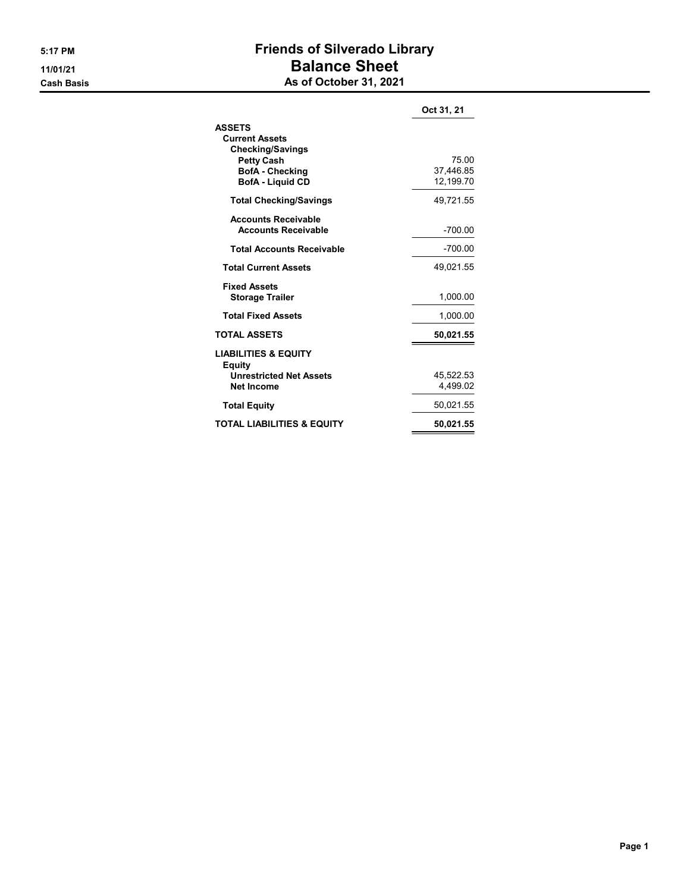# Friends of Silverado Library

## Balance Sheet

### As of October 31, 2021

5:17 PM
11/01/21
Cash Basis

| | Oct 31, 21 |
|---|---|
| **ASSETS** | |
| **Current Assets** | |
| **Checking/Savings** | |
| **Petty Cash** | 75.00 |
| **BofA - Checking** | 37,446.85 |
| **BofA - Liquid CD** | 12,199.70 |
| **Total Checking/Savings** | 49,721.55 |
| **Accounts Receivable** | |
| **Accounts Receivable** | -700.00 |
| **Total Accounts Receivable** | -700.00 |
| **Total Current Assets** | 49,021.55 |
| **Fixed Assets** | |
| **Storage Trailer** | 1,000.00 |
| **Total Fixed Assets** | 1,000.00 |
| **TOTAL ASSETS** | **50,021.55** |
| **LIABILITIES & EQUITY** | |
| **Equity** | |
| **Unrestricted Net Assets** | 45,522.53 |
| **Net Income** | 4,499.02 |
| **Total Equity** | 50,021.55 |
| **TOTAL LIABILITIES & EQUITY** | **50,021.55** |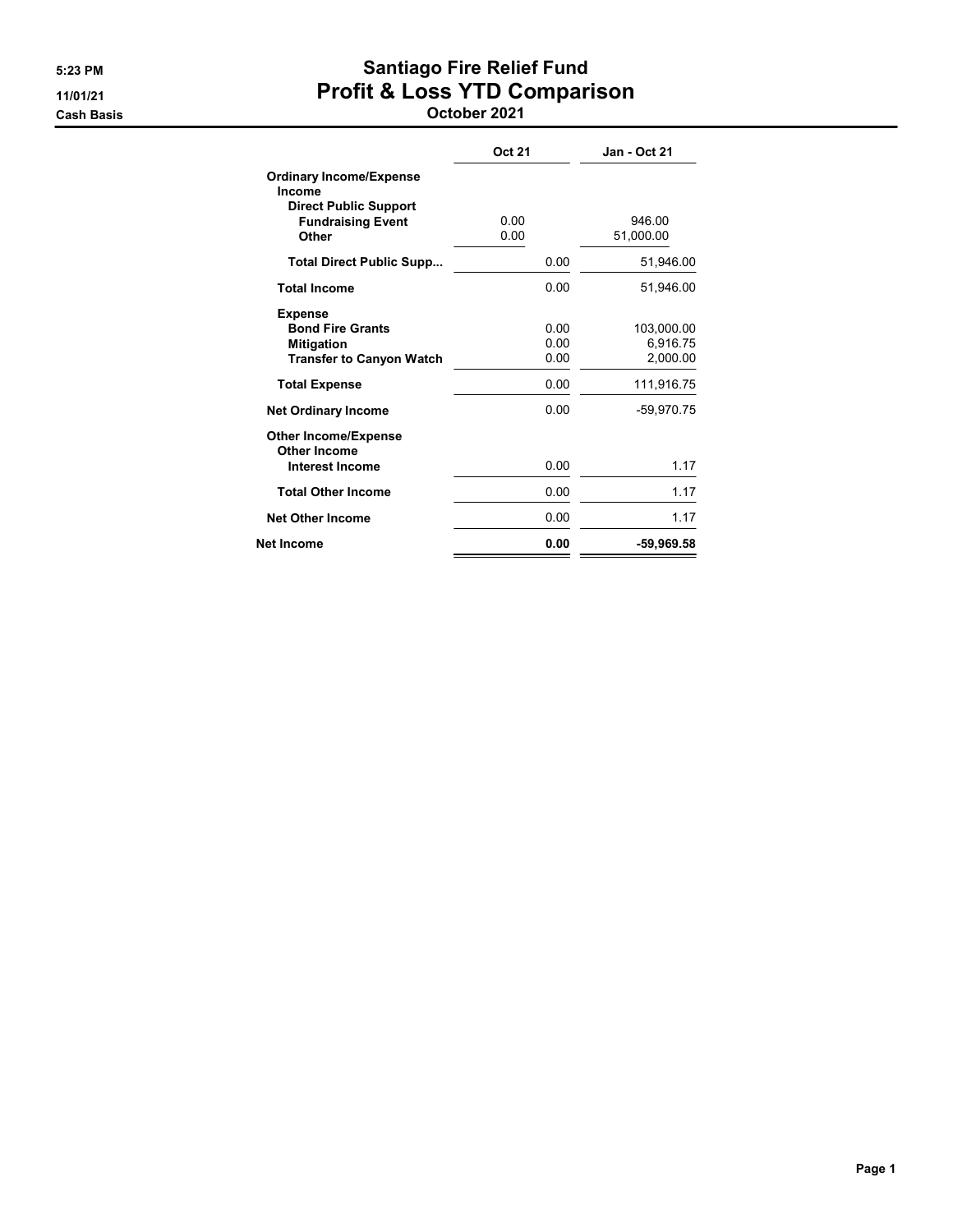5:23 PM
11/01/21
Cash Basis

# Santiago Fire Relief Fund
# Profit & Loss YTD Comparison
## October 2021

| | Oct 21 | Jan - Oct 21 |
|---|---|---|
| **Ordinary Income/Expense** | | |
| **Income** | | |
| **Direct Public Support** | | |
| **Fundraising Event** | 0.00 | 946.00 |
| **Other** | 0.00 | 51,000.00 |
| **Total Direct Public Supp...** | 0.00 | 51,946.00 |
| **Total Income** | 0.00 | 51,946.00 |
| **Expense** | | |
| **Bond Fire Grants** | 0.00 | 103,000.00 |
| **Mitigation** | 0.00 | 6,916.75 |
| **Transfer to Canyon Watch** | 0.00 | 2,000.00 |
| **Total Expense** | 0.00 | 111,916.75 |
| **Net Ordinary Income** | 0.00 | -59,970.75 |
| **Other Income/Expense** | | |
| **Other Income** | | |
| **Interest Income** | 0.00 | 1.17 |
| **Total Other Income** | 0.00 | 1.17 |
| **Net Other Income** | 0.00 | 1.17 |
| **Net Income** | **0.00** | **-59,969.58** |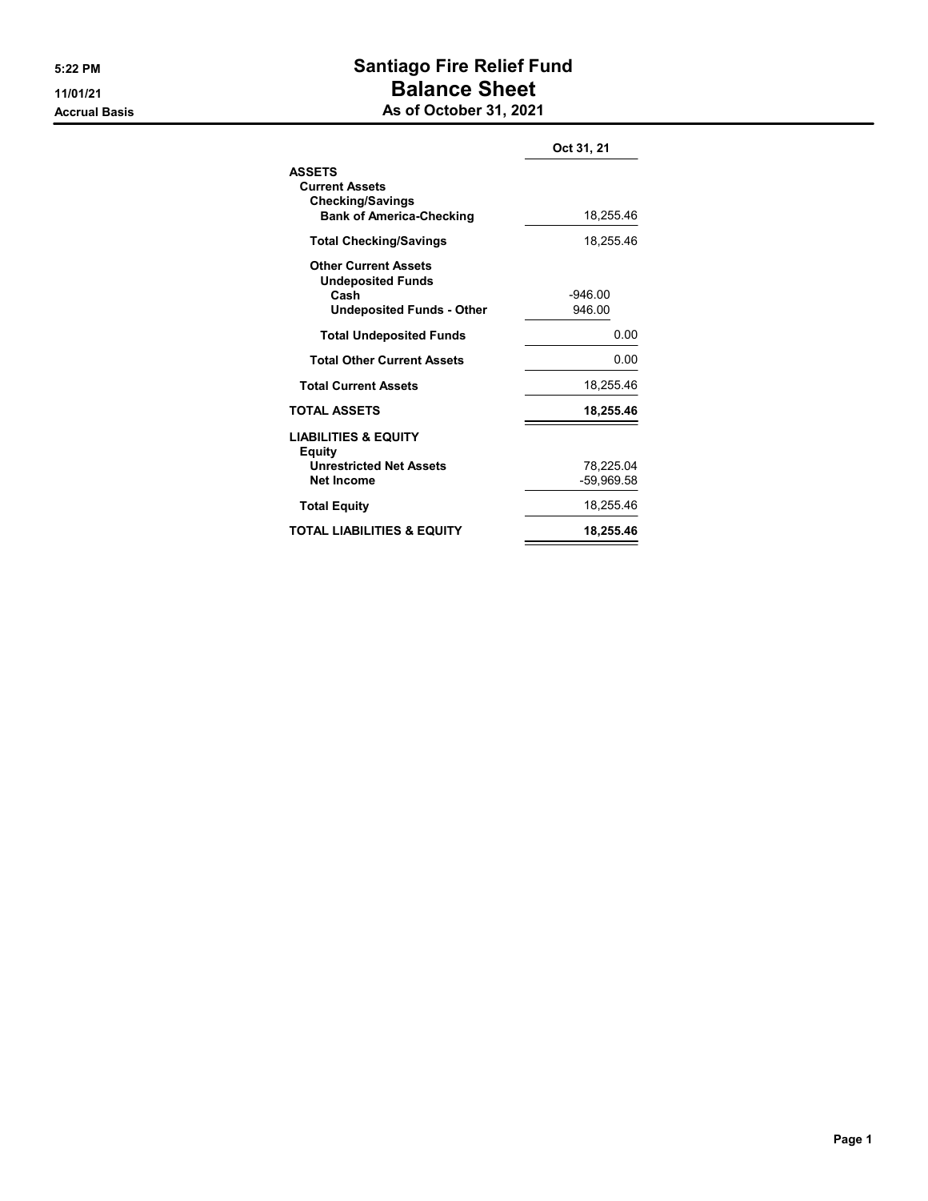5:22 PM
11/01/21
Accrual Basis

# Santiago Fire Relief Fund
## Balance Sheet
### As of October 31, 2021

| | | Oct 31, 21 |
|---|---|---|
| **ASSETS** | | |
| **Current Assets** | | |
| **Checking/Savings** | | |
| **Bank of America-Checking** | | 18,255.46 |
| **Total Checking/Savings** | | 18,255.46 |
| **Other Current Assets** | | |
| **Undeposited Funds** | | |
| **Cash** | -946.00 | |
| **Undeposited Funds - Other** | 946.00 | |
| **Total Undeposited Funds** | | 0.00 |
| **Total Other Current Assets** | | 0.00 |
| **Total Current Assets** | | 18,255.46 |
| **TOTAL ASSETS** | | **18,255.46** |
| **LIABILITIES & EQUITY** | | |
| **Equity** | | |
| **Unrestricted Net Assets** | | 78,225.04 |
| **Net Income** | | -59,969.58 |
| **Total Equity** | | 18,255.46 |
| **TOTAL LIABILITIES & EQUITY** | | **18,255.46** |